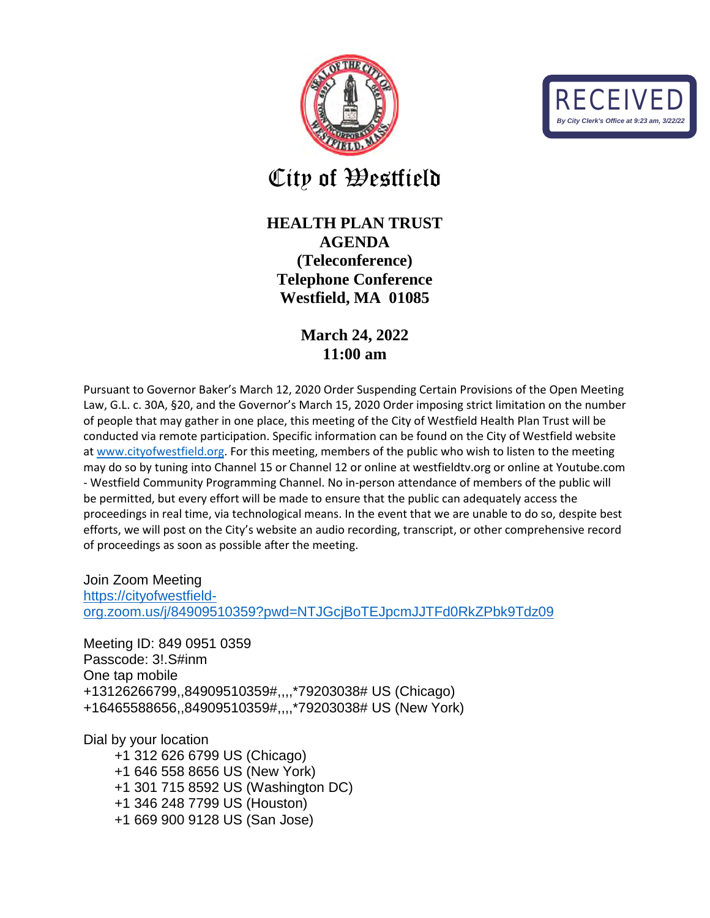RECEIVED
By City Clerk's Office at 9:23 am, 3/22/22

# City of Westfield

## HEALTH PLAN TRUST
## AGENDA
## (Teleconference)
## Telephone Conference
## Westfield, MA 01085

**March 24, 2022**
**11:00 am**

Pursuant to Governor Baker's March 12, 2020 Order Suspending Certain Provisions of the Open Meeting Law, G.L. c. 30A, §20, and the Governor's March 15, 2020 Order imposing strict limitation on the number of people that may gather in one place, this meeting of the City of Westfield Health Plan Trust will be conducted via remote participation. Specific information can be found on the City of Westfield website at www.cityofwestfield.org. For this meeting, members of the public who wish to listen to the meeting may do so by tuning into Channel 15 or Channel 12 or online at westfieldtv.org or online at Youtube.com - Westfield Community Programming Channel. No in-person attendance of members of the public will be permitted, but every effort will be made to ensure that the public can adequately access the proceedings in real time, via technological means. In the event that we are unable to do so, despite best efforts, we will post on the City's website an audio recording, transcript, or other comprehensive record of proceedings as soon as possible after the meeting.

Join Zoom Meeting
https://cityofwestfield-org.zoom.us/j/84909510359?pwd=NTJGcjBoTEJpcmJJTFd0RkZPbk9Tdz09

Meeting ID: 849 0951 0359
Passcode: 3!.S#inm
One tap mobile
+13126266799,,84909510359#,,,,*79203038# US (Chicago)
+16465588656,,84909510359#,,,,*79203038# US (New York)

Dial by your location
- +1 312 626 6799 US (Chicago)
- +1 646 558 8656 US (New York)
- +1 301 715 8592 US (Washington DC)
- +1 346 248 7799 US (Houston)
- +1 669 900 9128 US (San Jose)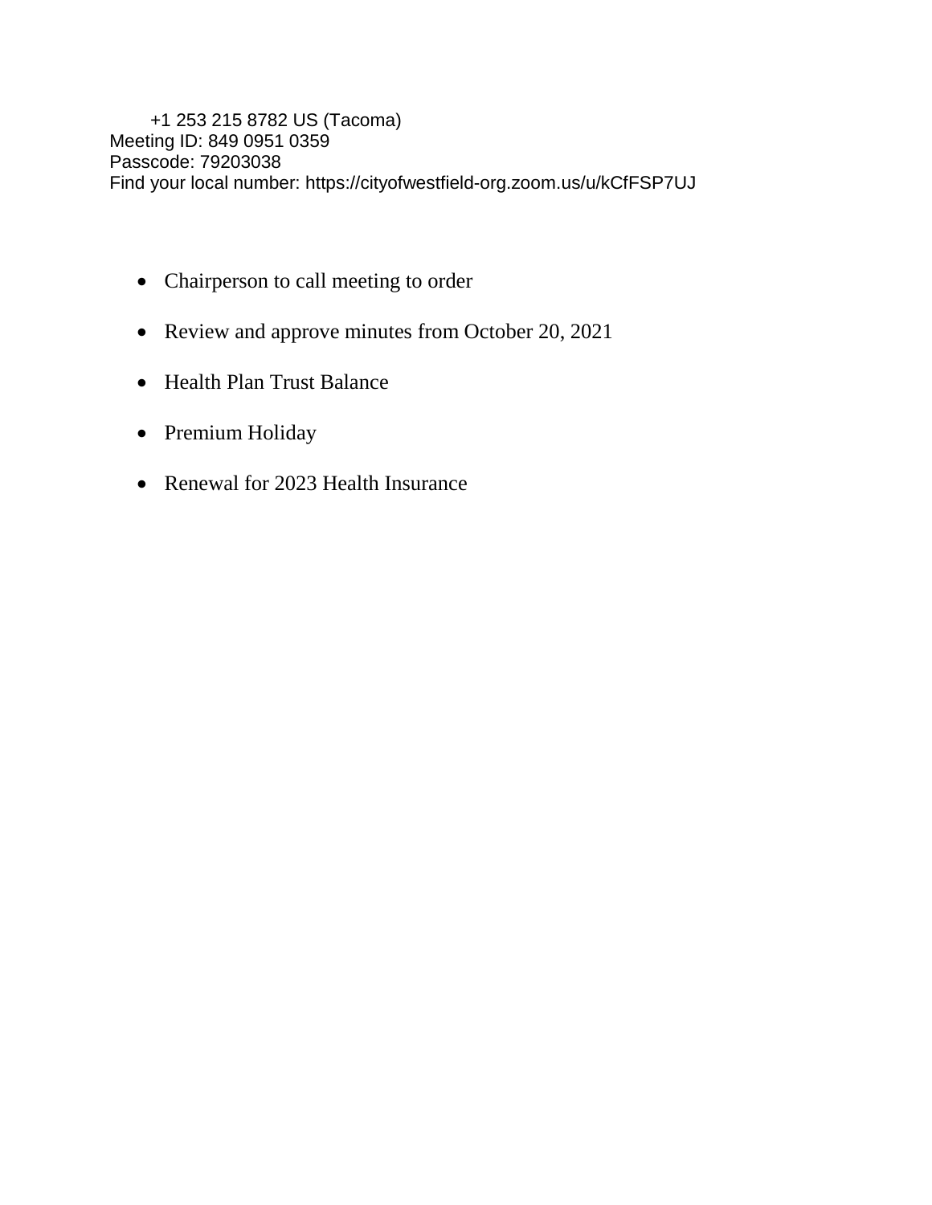+1 253 215 8782 US (Tacoma)
Meeting ID: 849 0951 0359
Passcode: 79203038
Find your local number: https://cityofwestfield-org.zoom.us/u/kCfFSP7UJ

- Chairperson to call meeting to order
- Review and approve minutes from October 20, 2021
- Health Plan Trust Balance
- Premium Holiday
- Renewal for 2023 Health Insurance